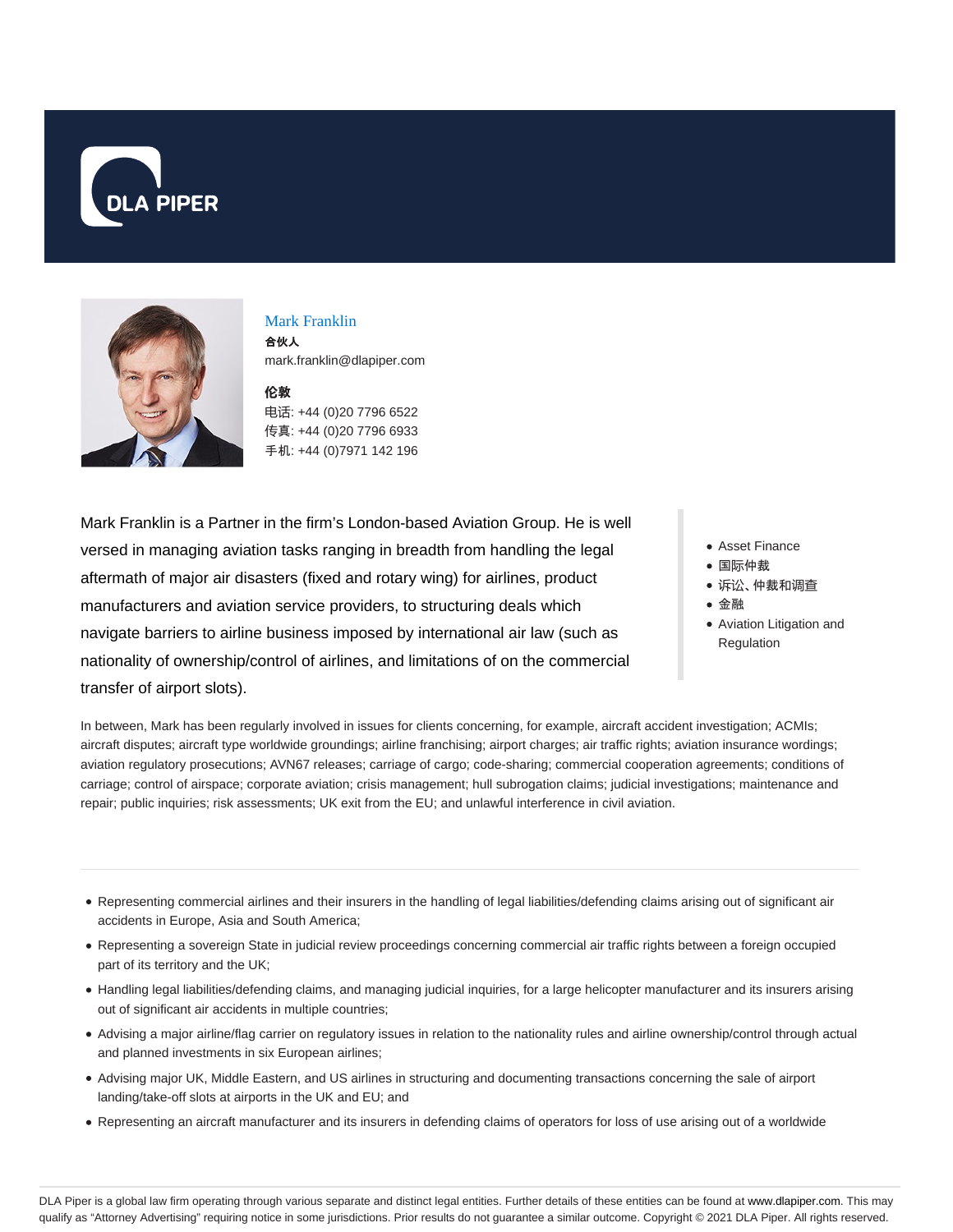# Mark Franklin

**合伙人**

mark.franklin@dlapiper.com

**伦敦**

电话: +44 (0)20 7796 6522
传真: +44 (0)20 7796 6933
手机: +44 (0)7971 142 196

Mark Franklin is a Partner in the firm's London-based Aviation Group. He is well versed in managing aviation tasks ranging in breadth from handling the legal aftermath of major air disasters (fixed and rotary wing) for airlines, product manufacturers and aviation service providers, to structuring deals which navigate barriers to airline business imposed by international air law (such as nationality of ownership/control of airlines, and limitations of on the commercial transfer of airport slots).

- Asset Finance
- 国际仲裁
- 诉讼、仲裁和调查
- 金融
- Aviation Litigation and Regulation

In between, Mark has been regularly involved in issues for clients concerning, for example, aircraft accident investigation; ACMIs; aircraft disputes; aircraft type worldwide groundings; airline franchising; airport charges; air traffic rights; aviation insurance wordings; aviation regulatory prosecutions; AVN67 releases; carriage of cargo; code-sharing; commercial cooperation agreements; conditions of carriage; control of airspace; corporate aviation; crisis management; hull subrogation claims; judicial investigations; maintenance and repair; public inquiries; risk assessments; UK exit from the EU; and unlawful interference in civil aviation.

---

- Representing commercial airlines and their insurers in the handling of legal liabilities/defending claims arising out of significant air accidents in Europe, Asia and South America;
- Representing a sovereign State in judicial review proceedings concerning commercial air traffic rights between a foreign occupied part of its territory and the UK;
- Handling legal liabilities/defending claims, and managing judicial inquiries, for a large helicopter manufacturer and its insurers arising out of significant air accidents in multiple countries;
- Advising a major airline/flag carrier on regulatory issues in relation to the nationality rules and airline ownership/control through actual and planned investments in six European airlines;
- Advising major UK, Middle Eastern, and US airlines in structuring and documenting transactions concerning the sale of airport landing/take-off slots at airports in the UK and EU; and
- Representing an aircraft manufacturer and its insurers in defending claims of operators for loss of use arising out of a worldwide

DLA Piper is a global law firm operating through various separate and distinct legal entities. Further details of these entities can be found at www.dlapiper.com. This may qualify as "Attorney Advertising" requiring notice in some jurisdictions. Prior results do not guarantee a similar outcome. Copyright © 2021 DLA Piper. All rights reserved.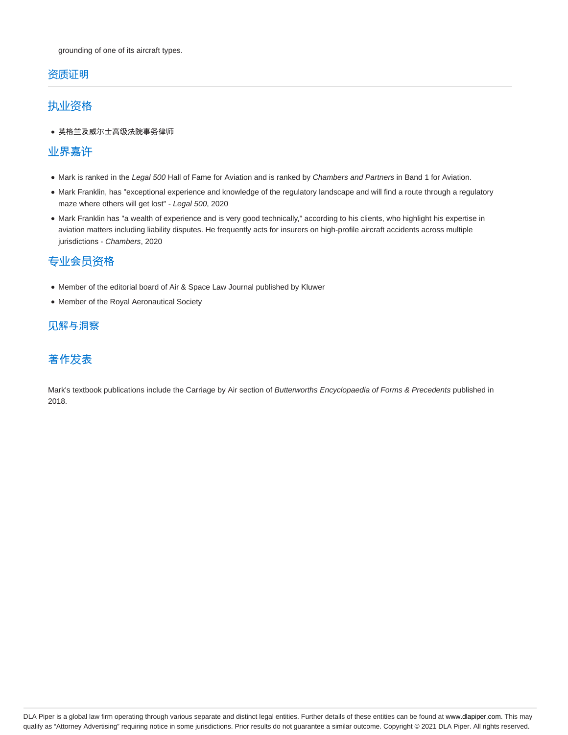grounding of one of its aircraft types.

## 资质证明

## 执业资格

- 英格兰及威尔士高级法院事务律师

## 业界嘉许

- Mark is ranked in the *Legal 500* Hall of Fame for Aviation and is ranked by *Chambers and Partners* in Band 1 for Aviation.
- Mark Franklin, has "exceptional experience and knowledge of the regulatory landscape and will find a route through a regulatory maze where others will get lost" - *Legal 500*, 2020
- Mark Franklin has "a wealth of experience and is very good technically," according to his clients, who highlight his expertise in aviation matters including liability disputes. He frequently acts for insurers on high-profile aircraft accidents across multiple jurisdictions - *Chambers*, 2020

## 专业会员资格

- Member of the editorial board of Air & Space Law Journal published by Kluwer
- Member of the Royal Aeronautical Society

## 见解与洞察

## 著作发表

Mark's textbook publications include the Carriage by Air section of *Butterworths Encyclopaedia of Forms & Precedents* published in 2018.

DLA Piper is a global law firm operating through various separate and distinct legal entities. Further details of these entities can be found at www.dlapiper.com. This may qualify as "Attorney Advertising" requiring notice in some jurisdictions. Prior results do not guarantee a similar outcome. Copyright © 2021 DLA Piper. All rights reserved.